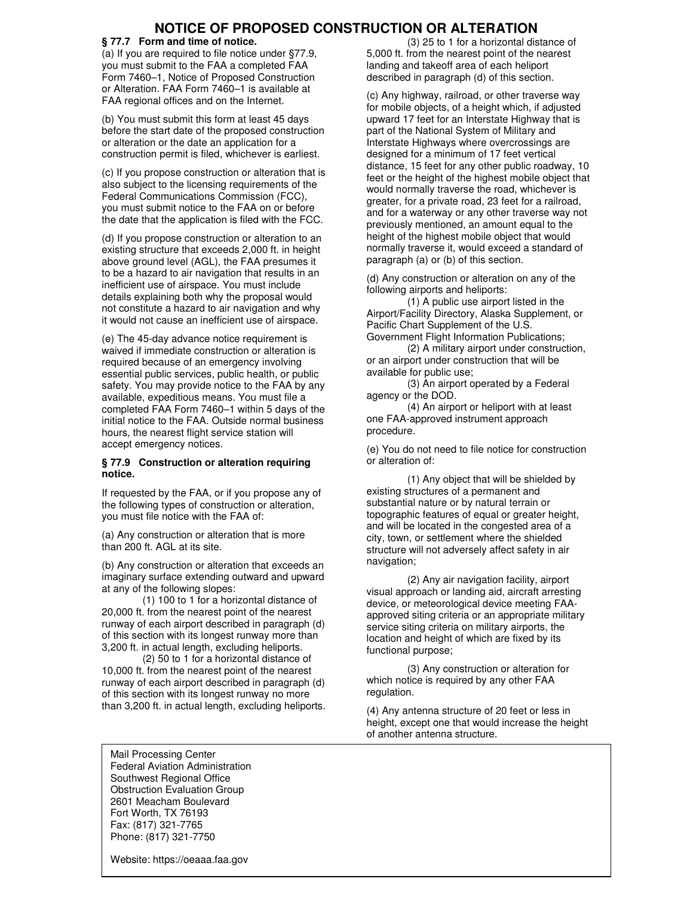# NOTICE OF PROPOSED CONSTRUCTION OR ALTERATION

**§ 77.7 Form and time of notice.**

(a) If you are required to file notice under §77.9, you must submit to the FAA a completed FAA Form 7460–1, Notice of Proposed Construction or Alteration. FAA Form 7460–1 is available at FAA regional offices and on the Internet.

(b) You must submit this form at least 45 days before the start date of the proposed construction or alteration or the date an application for a construction permit is filed, whichever is earliest.

(c) If you propose construction or alteration that is also subject to the licensing requirements of the Federal Communications Commission (FCC), you must submit notice to the FAA on or before the date that the application is filed with the FCC.

(d) If you propose construction or alteration to an existing structure that exceeds 2,000 ft. in height above ground level (AGL), the FAA presumes it to be a hazard to air navigation that results in an inefficient use of airspace. You must include details explaining both why the proposal would not constitute a hazard to air navigation and why it would not cause an inefficient use of airspace.

(e) The 45-day advance notice requirement is waived if immediate construction or alteration is required because of an emergency involving essential public services, public health, or public safety. You may provide notice to the FAA by any available, expeditious means. You must file a completed FAA Form 7460–1 within 5 days of the initial notice to the FAA. Outside normal business hours, the nearest flight service station will accept emergency notices.

**§ 77.9 Construction or alteration requiring notice.**

If requested by the FAA, or if you propose any of the following types of construction or alteration, you must file notice with the FAA of:

(a) Any construction or alteration that is more than 200 ft. AGL at its site.

(b) Any construction or alteration that exceeds an imaginary surface extending outward and upward at any of the following slopes:

(1) 100 to 1 for a horizontal distance of 20,000 ft. from the nearest point of the nearest runway of each airport described in paragraph (d) of this section with its longest runway more than 3,200 ft. in actual length, excluding heliports.

(2) 50 to 1 for a horizontal distance of 10,000 ft. from the nearest point of the nearest runway of each airport described in paragraph (d) of this section with its longest runway no more than 3,200 ft. in actual length, excluding heliports.

(3) 25 to 1 for a horizontal distance of 5,000 ft. from the nearest point of the nearest landing and takeoff area of each heliport described in paragraph (d) of this section.

(c) Any highway, railroad, or other traverse way for mobile objects, of a height which, if adjusted upward 17 feet for an Interstate Highway that is part of the National System of Military and Interstate Highways where overcrossings are designed for a minimum of 17 feet vertical distance, 15 feet for any other public roadway, 10 feet or the height of the highest mobile object that would normally traverse the road, whichever is greater, for a private road, 23 feet for a railroad, and for a waterway or any other traverse way not previously mentioned, an amount equal to the height of the highest mobile object that would normally traverse it, would exceed a standard of paragraph (a) or (b) of this section.

(d) Any construction or alteration on any of the following airports and heliports:

(1) A public use airport listed in the Airport/Facility Directory, Alaska Supplement, or Pacific Chart Supplement of the U.S. Government Flight Information Publications;

(2) A military airport under construction, or an airport under construction that will be available for public use;

(3) An airport operated by a Federal agency or the DOD.

(4) An airport or heliport with at least one FAA-approved instrument approach procedure.

(e) You do not need to file notice for construction or alteration of:

(1) Any object that will be shielded by existing structures of a permanent and substantial nature or by natural terrain or topographic features of equal or greater height, and will be located in the congested area of a city, town, or settlement where the shielded structure will not adversely affect safety in air navigation;

(2) Any air navigation facility, airport visual approach or landing aid, aircraft arresting device, or meteorological device meeting FAA-approved siting criteria or an appropriate military service siting criteria on military airports, the location and height of which are fixed by its functional purpose;

(3) Any construction or alteration for which notice is required by any other FAA regulation.

(4) Any antenna structure of 20 feet or less in height, except one that would increase the height of another antenna structure.

Mail Processing Center
Federal Aviation Administration
Southwest Regional Office
Obstruction Evaluation Group
2601 Meacham Boulevard
Fort Worth, TX 76193
Fax: (817) 321-7765
Phone: (817) 321-7750

Website: https://oeaaa.faa.gov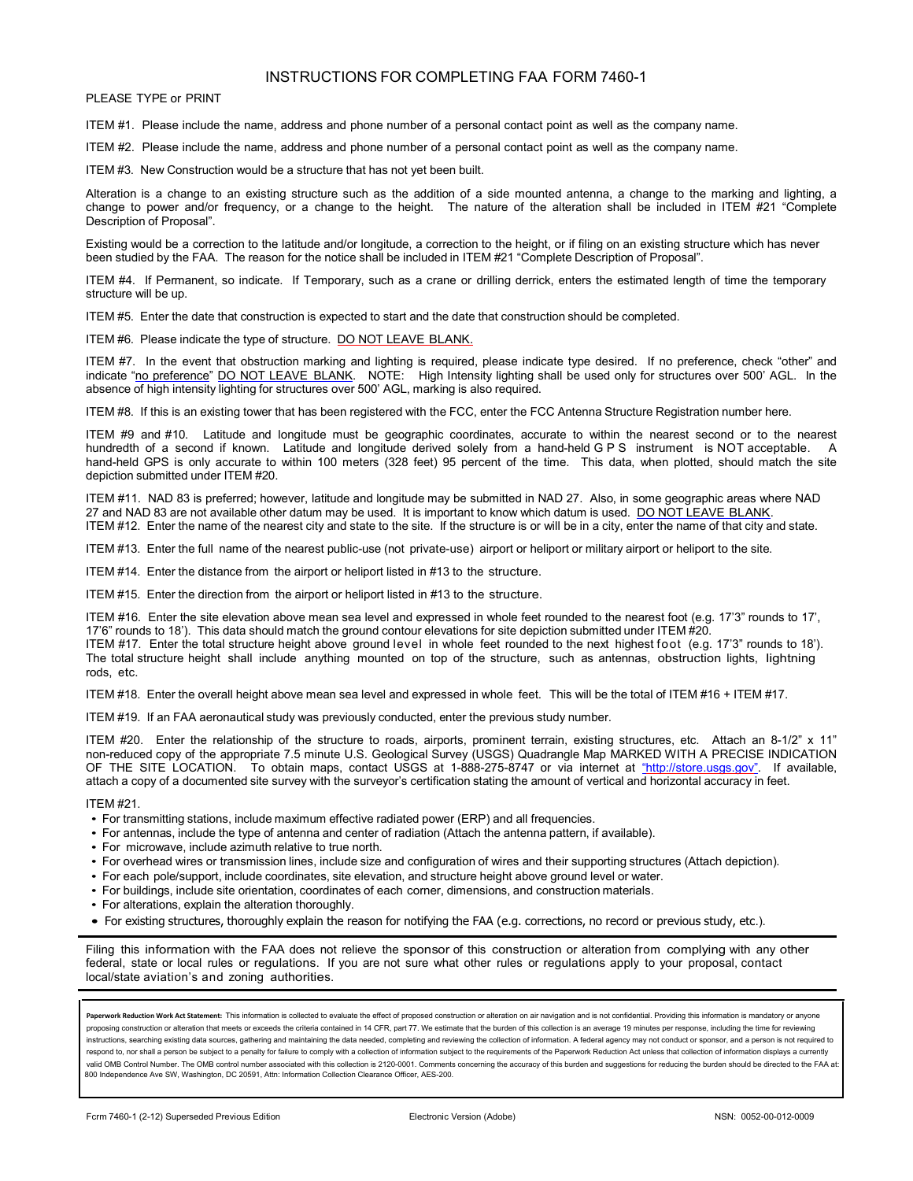# INSTRUCTIONS FOR COMPLETING FAA FORM 7460-1

PLEASE TYPE or PRINT

ITEM #1. Please include the name, address and phone number of a personal contact point as well as the company name.

ITEM #2. Please include the name, address and phone number of a personal contact point as well as the company name.

ITEM #3. New Construction would be a structure that has not yet been built.

Alteration is a change to an existing structure such as the addition of a side mounted antenna, a change to the marking and lighting, a change to power and/or frequency, or a change to the height. The nature of the alteration shall be included in ITEM #21 "Complete Description of Proposal".

Existing would be a correction to the latitude and/or longitude, a correction to the height, or if filing on an existing structure which has never been studied by the FAA. The reason for the notice shall be included in ITEM #21 "Complete Description of Proposal".

ITEM #4. If Permanent, so indicate. If Temporary, such as a crane or drilling derrick, enters the estimated length of time the temporary structure will be up.

ITEM #5. Enter the date that construction is expected to start and the date that construction should be completed.

ITEM #6. Please indicate the type of structure. DO NOT LEAVE BLANK.

ITEM #7. In the event that obstruction marking and lighting is required, please indicate type desired. If no preference, check "other" and indicate "no preference" DO NOT LEAVE BLANK. NOTE: High Intensity lighting shall be used only for structures over 500' AGL. In the absence of high intensity lighting for structures over 500' AGL, marking is also required.

ITEM #8. If this is an existing tower that has been registered with the FCC, enter the FCC Antenna Structure Registration number here.

ITEM #9 and #10. Latitude and longitude must be geographic coordinates, accurate to within the nearest second or to the nearest hundredth of a second if known. Latitude and longitude derived solely from a hand-held G P S instrument is NOT acceptable. A hand-held GPS is only accurate to within 100 meters (328 feet) 95 percent of the time. This data, when plotted, should match the site depiction submitted under ITEM #20.

ITEM #11. NAD 83 is preferred; however, latitude and longitude may be submitted in NAD 27. Also, in some geographic areas where NAD 27 and NAD 83 are not available other datum may be used. It is important to know which datum is used. DO NOT LEAVE BLANK.

ITEM #12. Enter the name of the nearest city and state to the site. If the structure is or will be in a city, enter the name of that city and state.

ITEM #13. Enter the full name of the nearest public-use (not private-use) airport or heliport or military airport or heliport to the site.

ITEM #14. Enter the distance from the airport or heliport listed in #13 to the structure.

ITEM #15. Enter the direction from the airport or heliport listed in #13 to the structure.

ITEM #16. Enter the site elevation above mean sea level and expressed in whole feet rounded to the nearest foot (e.g. 17'3" rounds to 17', 17'6" rounds to 18'). This data should match the ground contour elevations for site depiction submitted under ITEM #20.

ITEM #17. Enter the total structure height above ground level in whole feet rounded to the next highest foot (e.g. 17'3" rounds to 18'). The total structure height shall include anything mounted on top of the structure, such as antennas, obstruction lights, lightning rods, etc.

ITEM #18. Enter the overall height above mean sea level and expressed in whole feet. This will be the total of ITEM #16 + ITEM #17.

ITEM #19. If an FAA aeronautical study was previously conducted, enter the previous study number.

ITEM #20. Enter the relationship of the structure to roads, airports, prominent terrain, existing structures, etc. Attach an 8-1/2" x 11" non-reduced copy of the appropriate 7.5 minute U.S. Geological Survey (USGS) Quadrangle Map MARKED WITH A PRECISE INDICATION OF THE SITE LOCATION. To obtain maps, contact USGS at 1-888-275-8747 or via internet at "http://store.usgs.gov". If available, attach a copy of a documented site survey with the surveyor's certification stating the amount of vertical and horizontal accuracy in feet.

ITEM #21.

- For transmitting stations, include maximum effective radiated power (ERP) and all frequencies.
- For antennas, include the type of antenna and center of radiation (Attach the antenna pattern, if available).
- For microwave, include azimuth relative to true north.
- For overhead wires or transmission lines, include size and configuration of wires and their supporting structures (Attach depiction).
- For each pole/support, include coordinates, site elevation, and structure height above ground level or water.
- For buildings, include site orientation, coordinates of each corner, dimensions, and construction materials.
- For alterations, explain the alteration thoroughly.
- For existing structures, thoroughly explain the reason for notifying the FAA (e.g. corrections, no record or previous study, etc.).

---

Filing this information with the FAA does not relieve the sponsor of this construction or alteration from complying with any other federal, state or local rules or regulations. If you are not sure what other rules or regulations apply to your proposal, contact local/state aviation's and zoning authorities.

---

**Paperwork Reduction Work Act Statement:** This information is collected to evaluate the effect of proposed construction or alteration on air navigation and is not confidential. Providing this information is mandatory or anyone proposing construction or alteration that meets or exceeds the criteria contained in 14 CFR, part 77. We estimate that the burden of this collection is an average 19 minutes per response, including the time for reviewing instructions, searching existing data sources, gathering and maintaining the data needed, completing and reviewing the collection of information. A federal agency may not conduct or sponsor, and a person is not required to respond to, nor shall a person be subject to a penalty for failure to comply with a collection of information subject to the requirements of the Paperwork Reduction Act unless that collection of information displays a currently valid OMB Control Number. The OMB control number associated with this collection is 2120-0001. Comments concerning the accuracy of this burden and suggestions for reducing the burden should be directed to the FAA at: 800 Independence Ave SW, Washington, DC 20591, Attn: Information Collection Clearance Officer, AES-200.

Fcrm 7460-1 (2-12) Superseded Previous Edition | Electronic Version (Adobe) | NSN: 0052-00-012-0009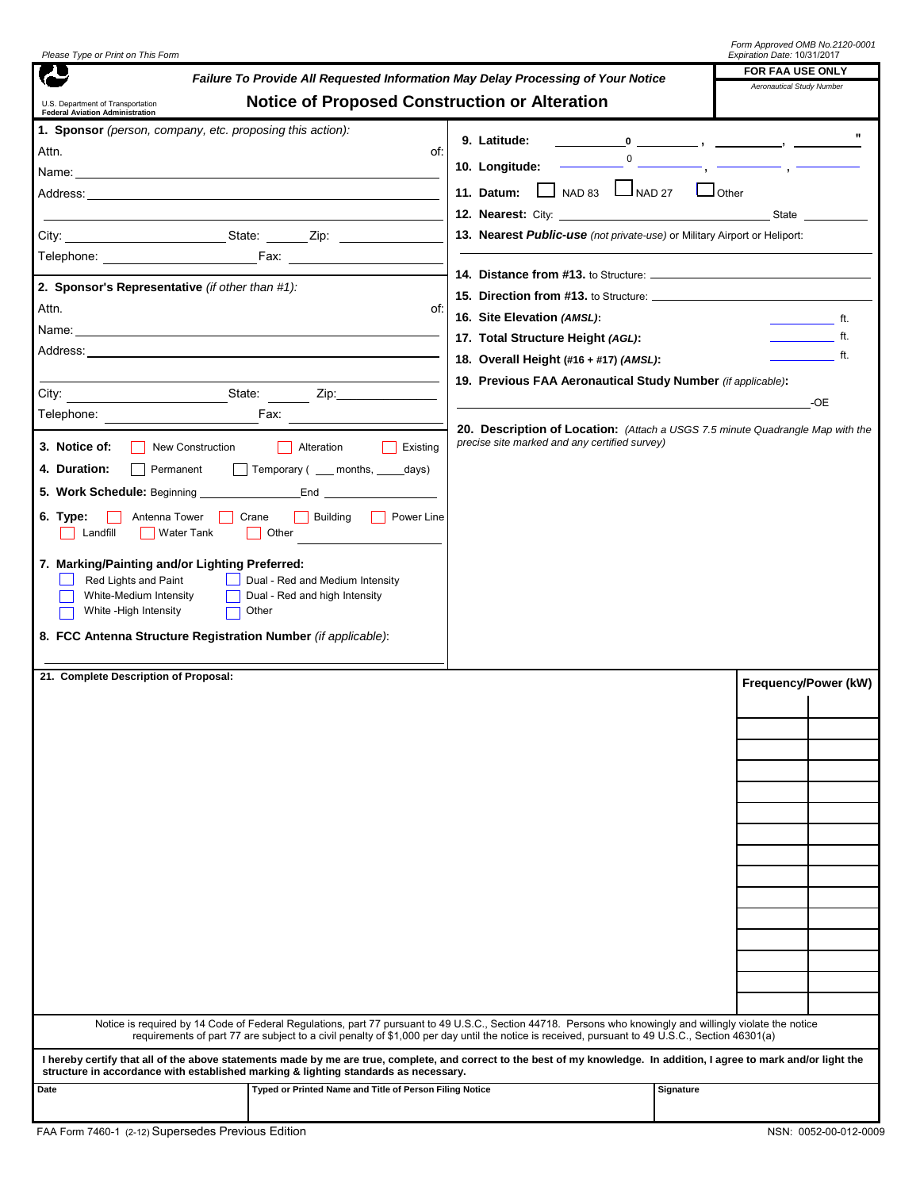Please Type or Print on This Form

Form Approved OMB No.2120-0001
Expiration Date: 10/31/2017

U.S. Department of Transportation
**Federal Aviation Administration**

***Failure To Provide All Requested Information May Delay Processing of Your Notice***

# Notice of Proposed Construction or Alteration

**FOR FAA USE ONLY**

*Aeronautical Study Number*

**1. Sponsor** *(person, company, etc. proposing this action)*:

Attn. of:

Name:

Address:

City: State: Zip:

Telephone: Fax:

**2. Sponsor's Representative** *(if other than #1)*:

Attn. of:

Name:

Address:

City: State: Zip:

Telephone: Fax:

**3. Notice of:** ☐ New Construction ☐ Alteration ☐ Existing

**4. Duration:** ☐ Permanent ☐ Temporary ( ___ months, ____days)

**5. Work Schedule:** Beginning ______________ End ______________

**6. Type:** ☐ Antenna Tower ☐ Crane ☐ Building ☐ Power Line ☐ Landfill ☐ Water Tank ☐ Other

**7. Marking/Painting and/or Lighting Preferred:**

☐ Red Lights and Paint ☐ Dual - Red and Medium Intensity
☐ White-Medium Intensity ☐ Dual - Red and high Intensity
☐ White -High Intensity ☐ Other

**8. FCC Antenna Structure Registration Number** *(if applicable)*:

**9. Latitude:** ______ 0 ______ , ______ , ______ "

**10. Longitude:** ______ 0 ______ , ______ , ______

**11. Datum:** ☐ NAD 83 ☐ NAD 27 ☐ Other

**12. Nearest:** City: ______________ State ______

**13. Nearest *Public-use*** *(not private-use)* or Military Airport or Heliport:

**14. Distance from #13.** to Structure:

**15. Direction from #13.** to Structure:

**16. Site Elevation *(AMSL)*:** ______ ft.

**17. Total Structure Height *(AGL)*:** ______ ft.

**18. Overall Height (#16 + #17) *(AMSL)*:** ______ ft.

**19. Previous FAA Aeronautical Study Number** *(if applicable)*:

______________ -OE

**20. Description of Location:** *(Attach a USGS 7.5 minute Quadrangle Map with the precise site marked and any certified survey)*

**21. Complete Description of Proposal:**

**Frequency/Power (kW)**

Notice is required by 14 Code of Federal Regulations, part 77 pursuant to 49 U.S.C., Section 44718. Persons who knowingly and willingly violate the notice requirements of part 77 are subject to a civil penalty of $1,000 per day until the notice is received, pursuant to 49 U.S.C., Section 46301(a)

**I hereby certify that all of the above statements made by me are true, complete, and correct to the best of my knowledge. In addition, I agree to mark and/or light the structure in accordance with established marking & lighting standards as necessary.**

| Date | Typed or Printed Name and Title of Person Filing Notice | Signature |
|---|---|---|
| | | |

FAA Form 7460-1 (2-12) Supersedes Previous Edition

NSN: 0052-00-012-0009